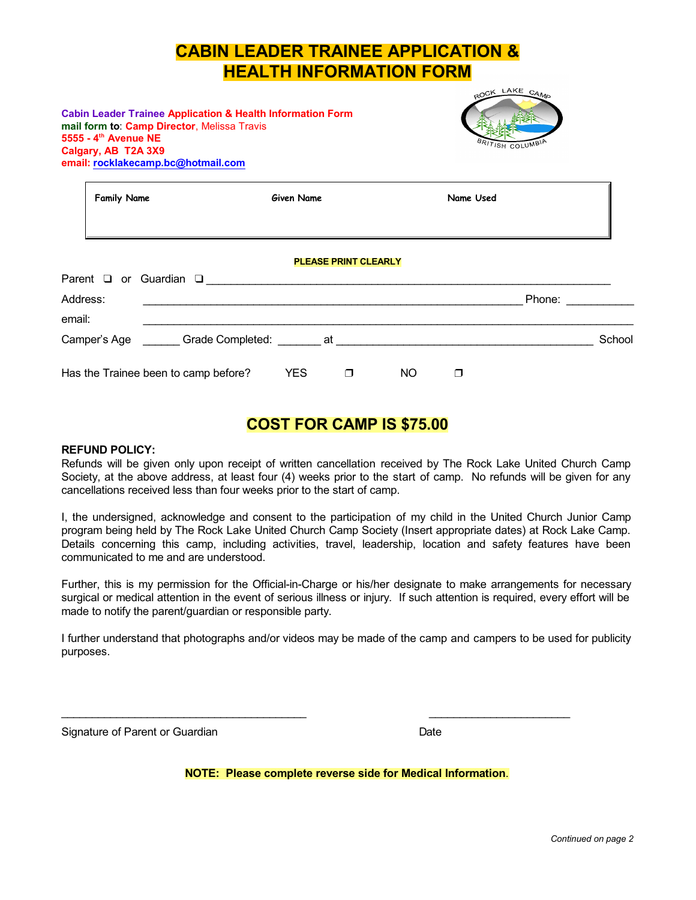# CABIN LEADER TRAINEE APPLICATION & HEALTH INFORMATION FORM

**Cabin Leader Trainee Application & Health Information Form**
**mail form to**: **Camp Director**, Melissa Travis
**5555 - 4th Avenue NE**
**Calgary, AB T2A 3X9**
**email: rocklakecamp.bc@hotmail.com**

| Family Name | Given Name | Name Used |
|---|---|---|
| | | |

**PLEASE PRINT CLEARLY**

Parent ❑ or Guardian ❑ ____________________________________________________________

Address: ____________________________________________________________ Phone: ___________

email: ____________________________________________________________________________

Camper's Age ______ Grade Completed: _______ at __________________________________________ School

Has the Trainee been to camp before? YES ❐ NO ❐

## COST FOR CAMP IS $75.00

**REFUND POLICY:**
Refunds will be given only upon receipt of written cancellation received by The Rock Lake United Church Camp Society, at the above address, at least four (4) weeks prior to the start of camp. No refunds will be given for any cancellations received less than four weeks prior to the start of camp.

I, the undersigned, acknowledge and consent to the participation of my child in the United Church Junior Camp program being held by The Rock Lake United Church Camp Society (Insert appropriate dates) at Rock Lake Camp. Details concerning this camp, including activities, travel, leadership, location and safety features have been communicated to me and are understood.

Further, this is my permission for the Official-in-Charge or his/her designate to make arrangements for necessary surgical or medical attention in the event of serious illness or injury. If such attention is required, every effort will be made to notify the parent/guardian or responsible party.

I further understand that photographs and/or videos may be made of the camp and campers to be used for publicity purposes.

________________________________________ ______________________

Signature of Parent or Guardian Date

**NOTE: Please complete reverse side for Medical Information.**

*Continued on page 2*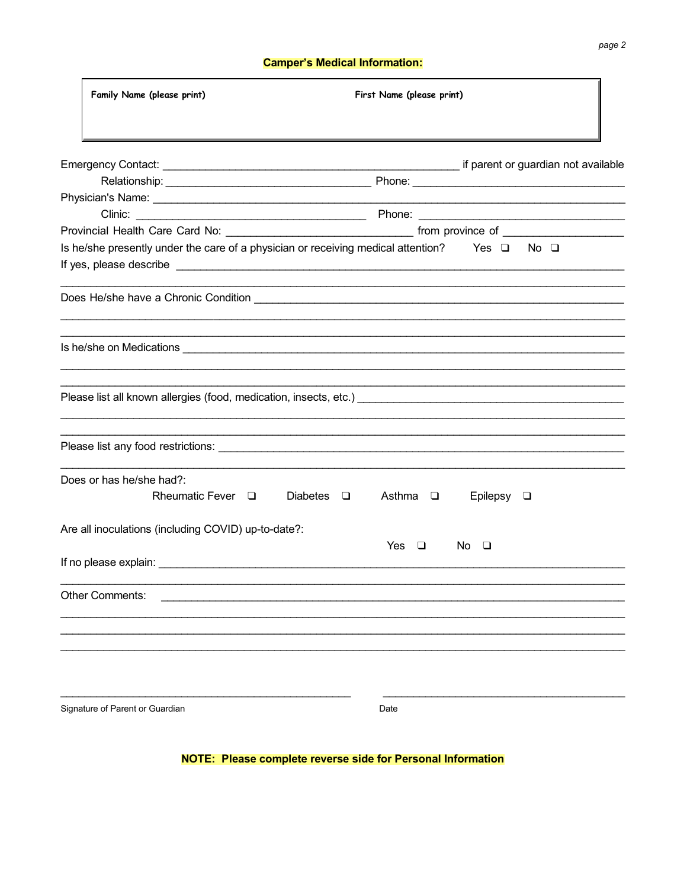## Camper's Medical Information:

| Family Name (please print) | First Name (please print) |
|---|---|
| | |

Emergency Contact: ______________________________ if parent or guardian not available

Relationship: ______________________________ Phone: ______________________________

Physician's Name: ______________________________

Clinic: ______________________________ Phone: ______________________________

Provincial Health Care Card No: ______________________________ from province of ______________________________

Is he/she presently under the care of a physician or receiving medical attention? Yes ❑ No ❑

If yes, please describe ______________________________

______________________________

Does He/she have a Chronic Condition ______________________________

______________________________

______________________________

Is he/she on Medications ______________________________

______________________________

______________________________

Please list all known allergies (food, medication, insects, etc.) ______________________________

______________________________

______________________________

Please list any food restrictions: ______________________________

______________________________

Does or has he/she had?:

Rheumatic Fever ❑ Diabetes ❑ Asthma ❑ Epilepsy ❑

Are all inoculations (including COVID) up-to-date?:

Yes ❑ No ❑

If no please explain: ______________________________

______________________________

Other Comments: ______________________________

______________________________

______________________________

______________________________

______________________________ ______________________________

Signature of Parent or Guardian Date

**NOTE: Please complete reverse side for Personal Information**